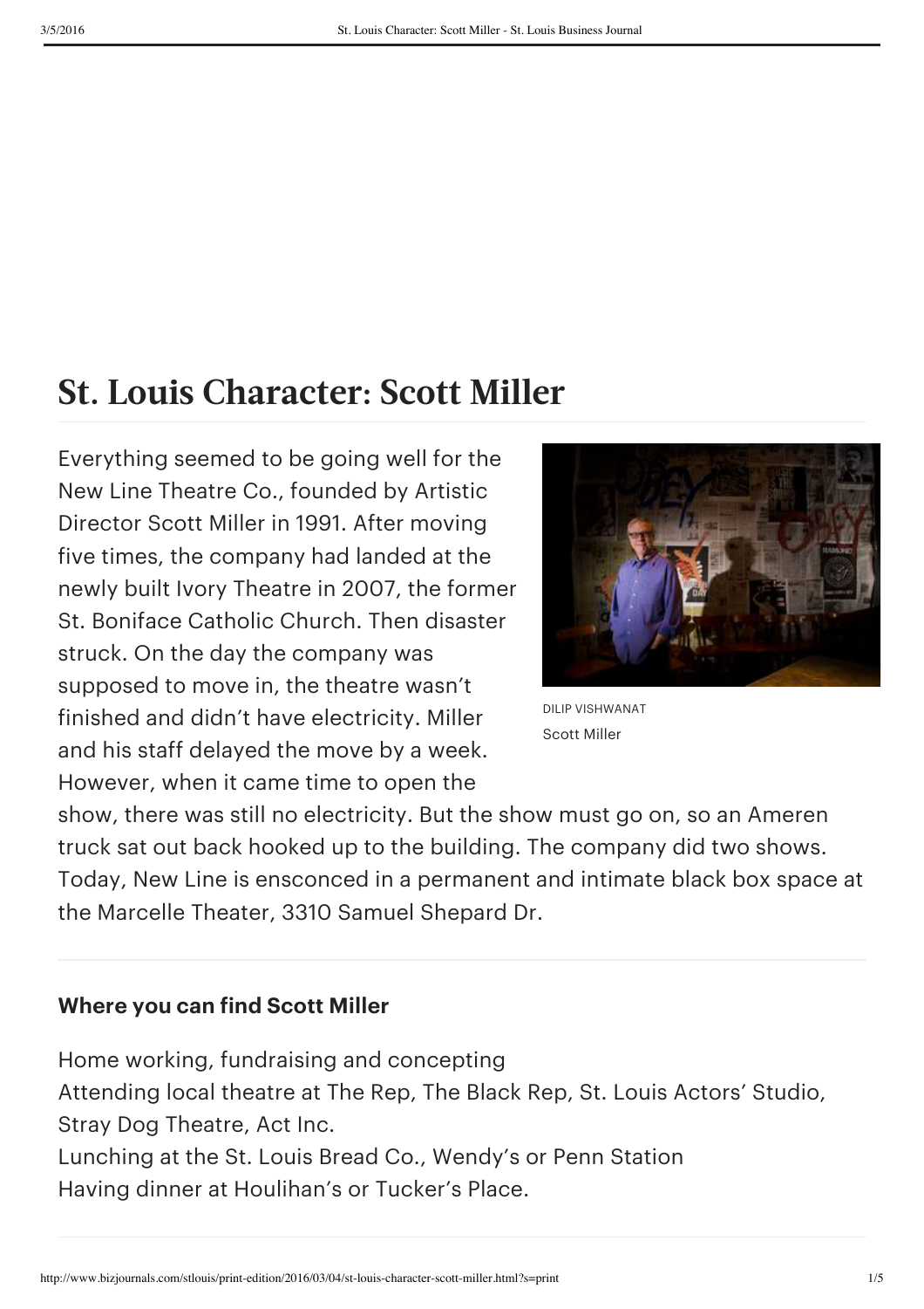# St. Louis Character: Scott Miller

DILIP VISHWANAT

Scott Miller

Everything seemed to be going well for the New Line Theatre Co., founded by Artistic Director Scott Miller in 1991. After moving five times, the company had landed at the newly built Ivory Theatre in 2007, the former St. Boniface Catholic Church. Then disaster struck. On the day the company was supposed to move in, the theatre wasn't finished and didn't have electricity. Miller and his staff delayed the move by a week. However, when it came time to open the show, there was still no electricity. But the show must go on, so an Ameren truck sat out back hooked up to the building. The company did two shows. Today, New Line is ensconced in a permanent and intimate black box space at the Marcelle Theater, 3310 Samuel Shepard Dr.

**Where you can find Scott Miller**

Home working, fundraising and concepting
Attending local theatre at The Rep, The Black Rep, St. Louis Actors' Studio, Stray Dog Theatre, Act Inc.
Lunching at the St. Louis Bread Co., Wendy's or Penn Station
Having dinner at Houlihan's or Tucker's Place.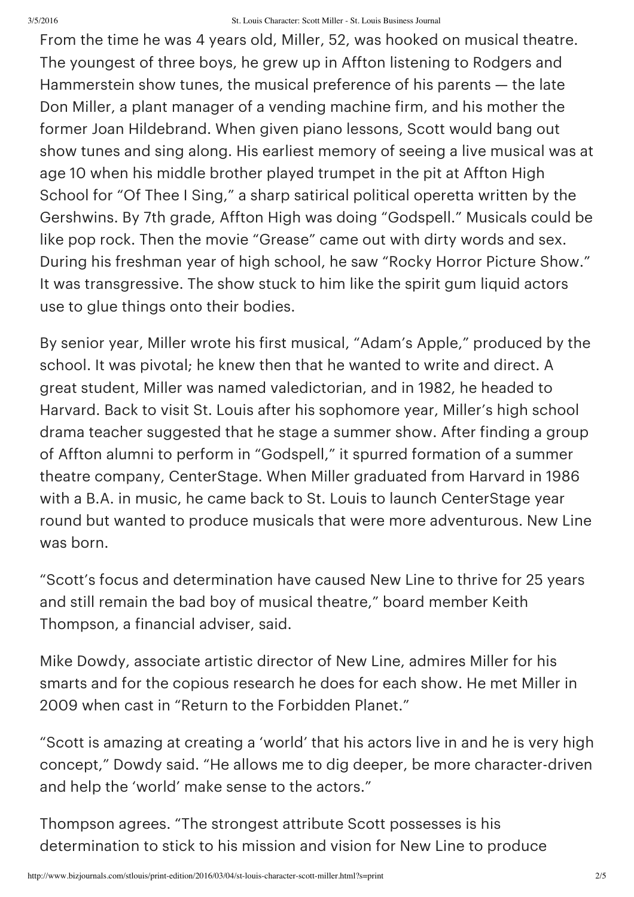From the time he was 4 years old, Miller, 52, was hooked on musical theatre. The youngest of three boys, he grew up in Affton listening to Rodgers and Hammerstein show tunes, the musical preference of his parents — the late Don Miller, a plant manager of a vending machine firm, and his mother the former Joan Hildebrand. When given piano lessons, Scott would bang out show tunes and sing along. His earliest memory of seeing a live musical was at age 10 when his middle brother played trumpet in the pit at Affton High School for "Of Thee I Sing," a sharp satirical political operetta written by the Gershwins. By 7th grade, Affton High was doing "Godspell." Musicals could be like pop rock. Then the movie "Grease" came out with dirty words and sex. During his freshman year of high school, he saw "Rocky Horror Picture Show." It was transgressive. The show stuck to him like the spirit gum liquid actors use to glue things onto their bodies.

By senior year, Miller wrote his first musical, "Adam's Apple," produced by the school. It was pivotal; he knew then that he wanted to write and direct. A great student, Miller was named valedictorian, and in 1982, he headed to Harvard. Back to visit St. Louis after his sophomore year, Miller's high school drama teacher suggested that he stage a summer show. After finding a group of Affton alumni to perform in "Godspell," it spurred formation of a summer theatre company, CenterStage. When Miller graduated from Harvard in 1986 with a B.A. in music, he came back to St. Louis to launch CenterStage year round but wanted to produce musicals that were more adventurous. New Line was born.

"Scott's focus and determination have caused New Line to thrive for 25 years and still remain the bad boy of musical theatre," board member Keith Thompson, a financial adviser, said.

Mike Dowdy, associate artistic director of New Line, admires Miller for his smarts and for the copious research he does for each show. He met Miller in 2009 when cast in "Return to the Forbidden Planet."

"Scott is amazing at creating a 'world' that his actors live in and he is very high concept," Dowdy said. "He allows me to dig deeper, be more character-driven and help the 'world' make sense to the actors."

Thompson agrees. "The strongest attribute Scott possesses is his determination to stick to his mission and vision for New Line to produce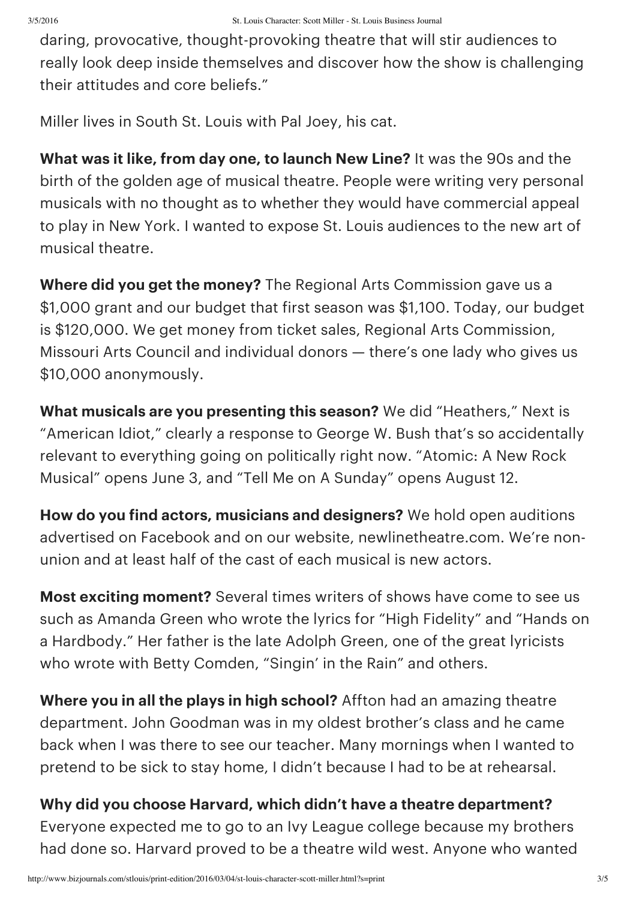daring, provocative, thought-provoking theatre that will stir audiences to really look deep inside themselves and discover how the show is challenging their attitudes and core beliefs."

Miller lives in South St. Louis with Pal Joey, his cat.

**What was it like, from day one, to launch New Line?** It was the 90s and the birth of the golden age of musical theatre. People were writing very personal musicals with no thought as to whether they would have commercial appeal to play in New York. I wanted to expose St. Louis audiences to the new art of musical theatre.

**Where did you get the money?** The Regional Arts Commission gave us a $1,000 grant and our budget that first season was $1,100. Today, our budget is $120,000. We get money from ticket sales, Regional Arts Commission, Missouri Arts Council and individual donors — there's one lady who gives us $10,000 anonymously.

**What musicals are you presenting this season?** We did "Heathers," Next is "American Idiot," clearly a response to George W. Bush that's so accidentally relevant to everything going on politically right now. "Atomic: A New Rock Musical" opens June 3, and "Tell Me on A Sunday" opens August 12.

**How do you find actors, musicians and designers?** We hold open auditions advertised on Facebook and on our website, newlinetheatre.com. We're non-union and at least half of the cast of each musical is new actors.

**Most exciting moment?** Several times writers of shows have come to see us such as Amanda Green who wrote the lyrics for "High Fidelity" and "Hands on a Hardbody." Her father is the late Adolph Green, one of the great lyricists who wrote with Betty Comden, "Singin' in the Rain" and others.

**Where you in all the plays in high school?** Affton had an amazing theatre department. John Goodman was in my oldest brother's class and he came back when I was there to see our teacher. Many mornings when I wanted to pretend to be sick to stay home, I didn't because I had to be at rehearsal.

**Why did you choose Harvard, which didn't have a theatre department?** Everyone expected me to go to an Ivy League college because my brothers had done so. Harvard proved to be a theatre wild west. Anyone who wanted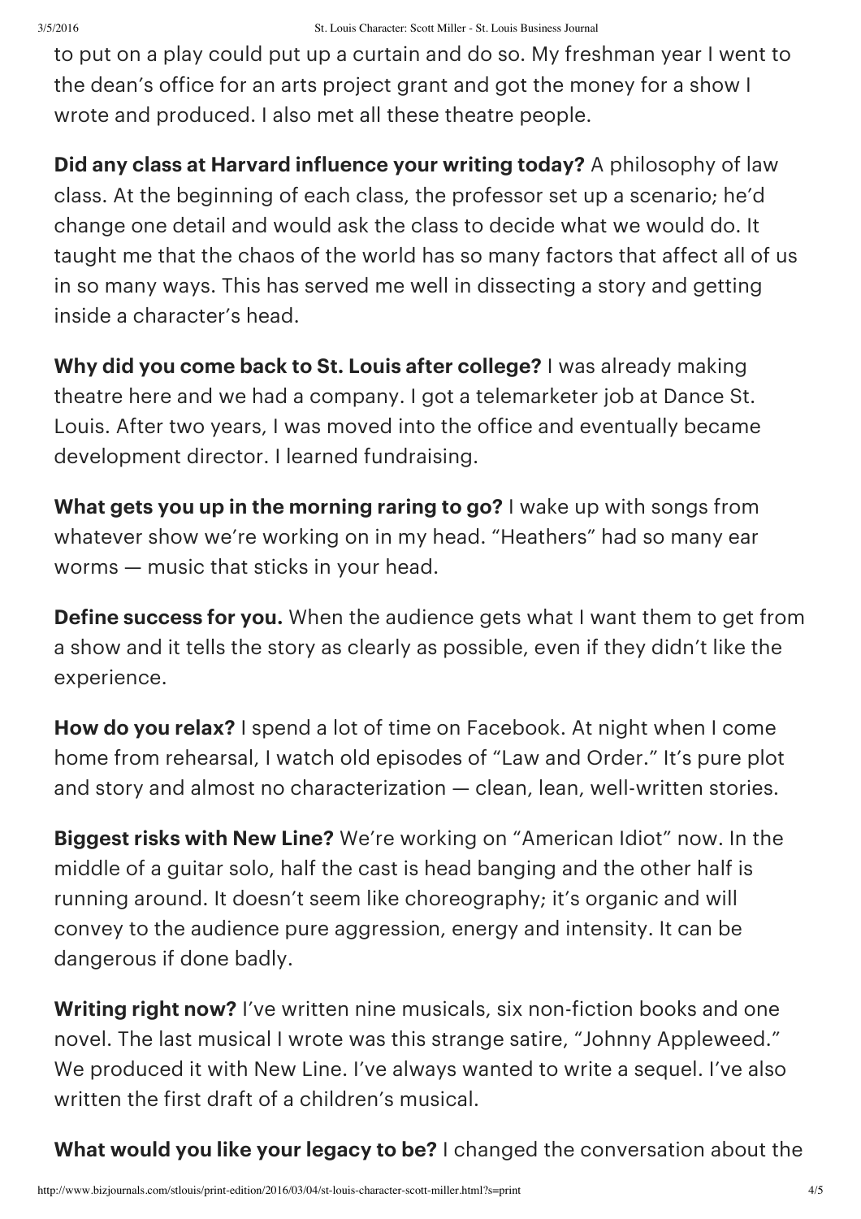to put on a play could put up a curtain and do so. My freshman year I went to the dean's office for an arts project grant and got the money for a show I wrote and produced. I also met all these theatre people.

**Did any class at Harvard influence your writing today?** A philosophy of law class. At the beginning of each class, the professor set up a scenario; he'd change one detail and would ask the class to decide what we would do. It taught me that the chaos of the world has so many factors that affect all of us in so many ways. This has served me well in dissecting a story and getting inside a character's head.

**Why did you come back to St. Louis after college?** I was already making theatre here and we had a company. I got a telemarketer job at Dance St. Louis. After two years, I was moved into the office and eventually became development director. I learned fundraising.

**What gets you up in the morning raring to go?** I wake up with songs from whatever show we're working on in my head. "Heathers" had so many ear worms — music that sticks in your head.

**Define success for you.** When the audience gets what I want them to get from a show and it tells the story as clearly as possible, even if they didn't like the experience.

**How do you relax?** I spend a lot of time on Facebook. At night when I come home from rehearsal, I watch old episodes of "Law and Order." It's pure plot and story and almost no characterization — clean, lean, well-written stories.

**Biggest risks with New Line?** We're working on "American Idiot" now. In the middle of a guitar solo, half the cast is head banging and the other half is running around. It doesn't seem like choreography; it's organic and will convey to the audience pure aggression, energy and intensity. It can be dangerous if done badly.

**Writing right now?** I've written nine musicals, six non-fiction books and one novel. The last musical I wrote was this strange satire, "Johnny Appleweed." We produced it with New Line. I've always wanted to write a sequel. I've also written the first draft of a children's musical.

**What would you like your legacy to be?** I changed the conversation about the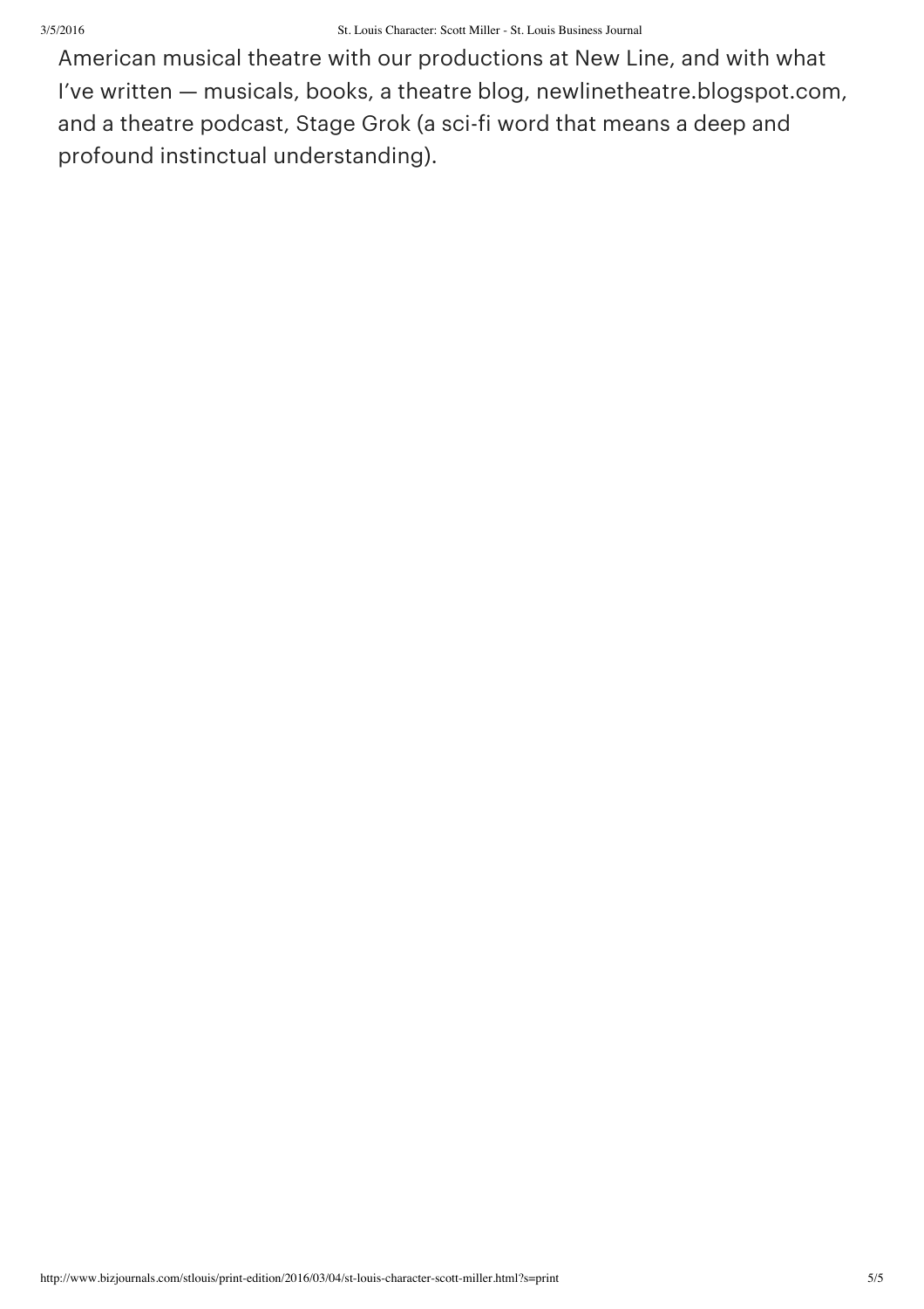American musical theatre with our productions at New Line, and with what I've written — musicals, books, a theatre blog, newlinetheatre.blogspot.com, and a theatre podcast, Stage Grok (a sci-fi word that means a deep and profound instinctual understanding).